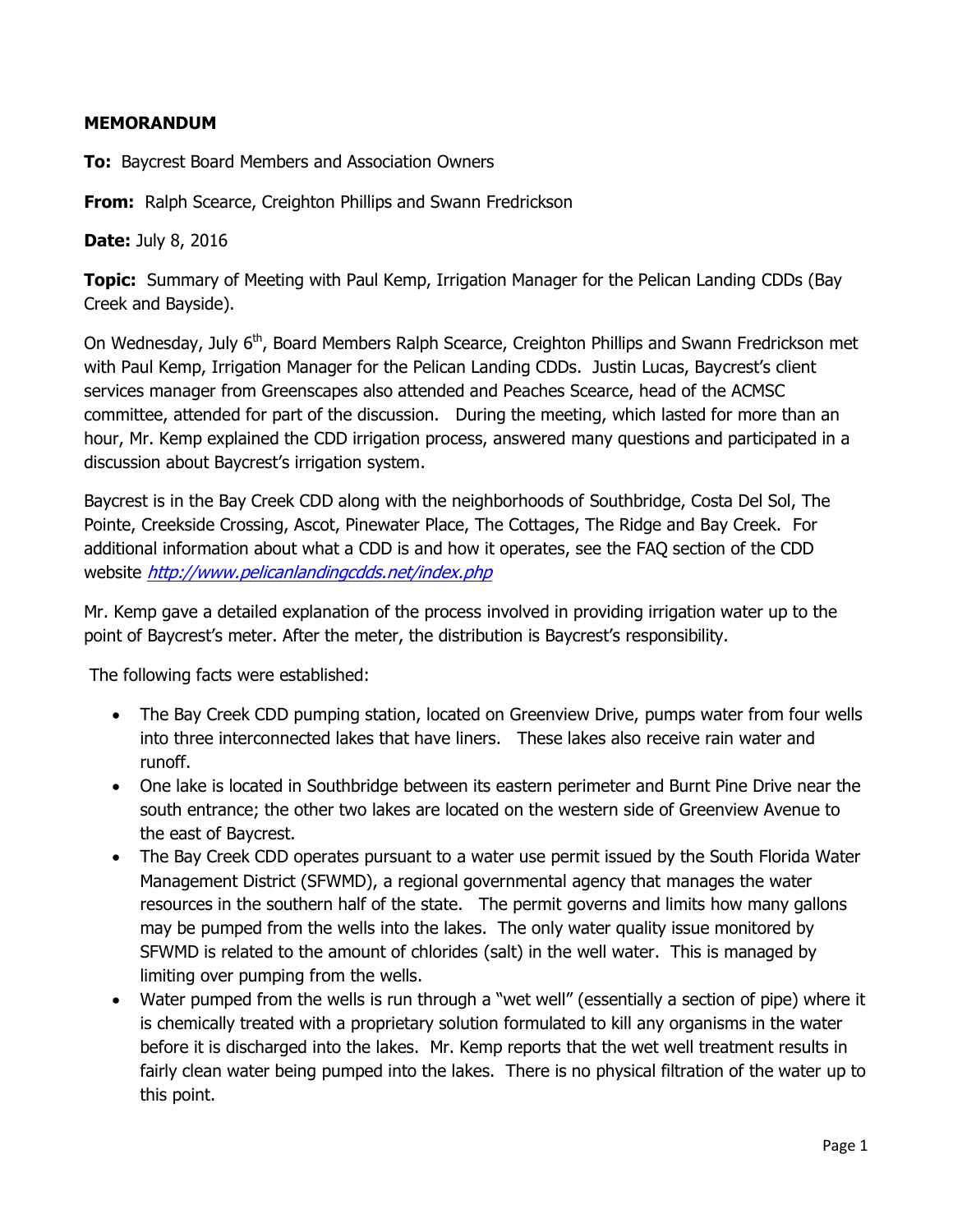**MEMORANDUM**

**To:** Baycrest Board Members and Association Owners

**From:** Ralph Scearce, Creighton Phillips and Swann Fredrickson

**Date:** July 8, 2016

**Topic:** Summary of Meeting with Paul Kemp, Irrigation Manager for the Pelican Landing CDDs (Bay Creek and Bayside).

On Wednesday, July 6th, Board Members Ralph Scearce, Creighton Phillips and Swann Fredrickson met with Paul Kemp, Irrigation Manager for the Pelican Landing CDDs. Justin Lucas, Baycrest's client services manager from Greenscapes also attended and Peaches Scearce, head of the ACMSC committee, attended for part of the discussion. During the meeting, which lasted for more than an hour, Mr. Kemp explained the CDD irrigation process, answered many questions and participated in a discussion about Baycrest's irrigation system.

Baycrest is in the Bay Creek CDD along with the neighborhoods of Southbridge, Costa Del Sol, The Pointe, Creekside Crossing, Ascot, Pinewater Place, The Cottages, The Ridge and Bay Creek. For additional information about what a CDD is and how it operates, see the FAQ section of the CDD website *http://www.pelicanlandingcdds.net/index.php*

Mr. Kemp gave a detailed explanation of the process involved in providing irrigation water up to the point of Baycrest's meter. After the meter, the distribution is Baycrest's responsibility.

The following facts were established:

- The Bay Creek CDD pumping station, located on Greenview Drive, pumps water from four wells into three interconnected lakes that have liners. These lakes also receive rain water and runoff.
- One lake is located in Southbridge between its eastern perimeter and Burnt Pine Drive near the south entrance; the other two lakes are located on the western side of Greenview Avenue to the east of Baycrest.
- The Bay Creek CDD operates pursuant to a water use permit issued by the South Florida Water Management District (SFWMD), a regional governmental agency that manages the water resources in the southern half of the state. The permit governs and limits how many gallons may be pumped from the wells into the lakes. The only water quality issue monitored by SFWMD is related to the amount of chlorides (salt) in the well water. This is managed by limiting over pumping from the wells.
- Water pumped from the wells is run through a "wet well" (essentially a section of pipe) where it is chemically treated with a proprietary solution formulated to kill any organisms in the water before it is discharged into the lakes. Mr. Kemp reports that the wet well treatment results in fairly clean water being pumped into the lakes. There is no physical filtration of the water up to this point.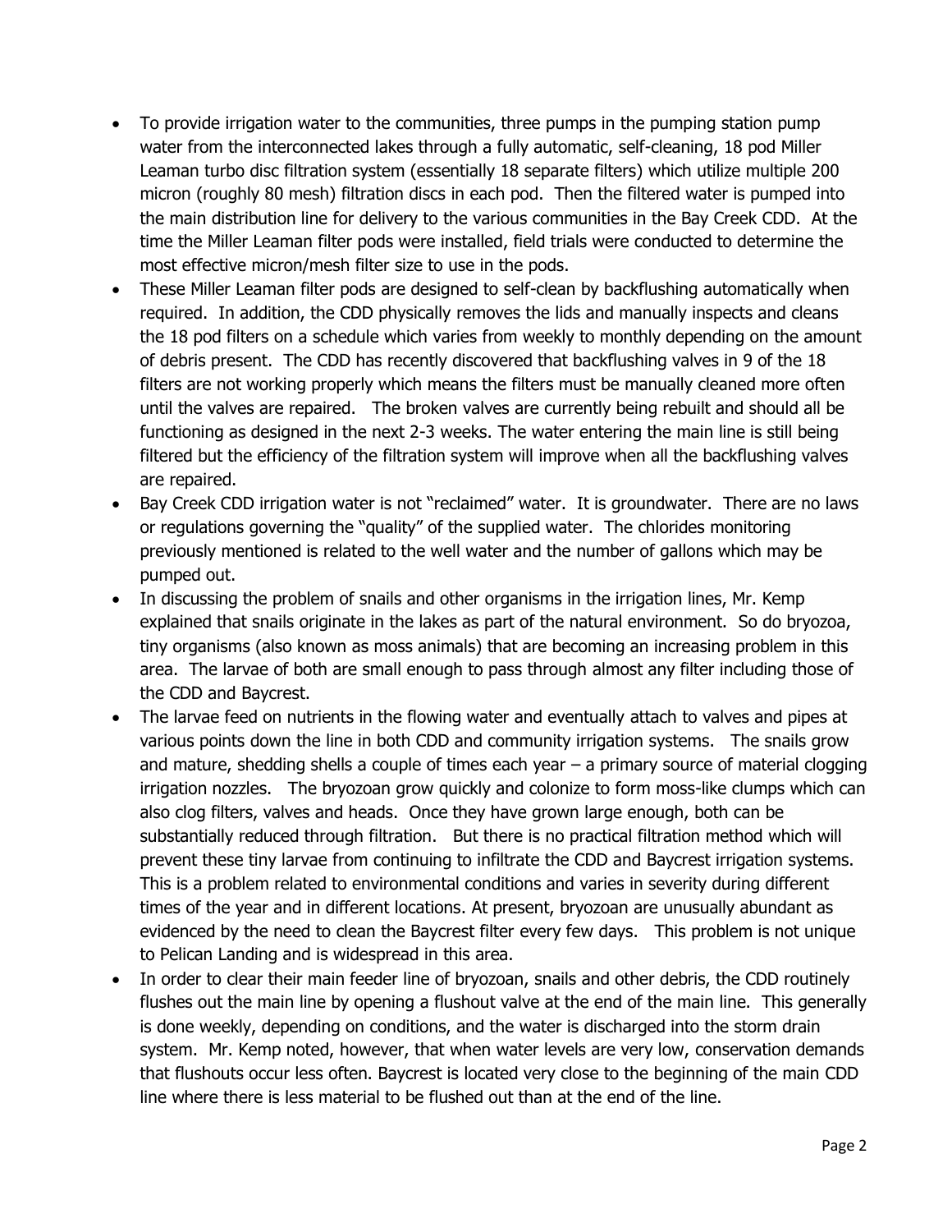- To provide irrigation water to the communities, three pumps in the pumping station pump water from the interconnected lakes through a fully automatic, self-cleaning, 18 pod Miller Leaman turbo disc filtration system (essentially 18 separate filters) which utilize multiple 200 micron (roughly 80 mesh) filtration discs in each pod. Then the filtered water is pumped into the main distribution line for delivery to the various communities in the Bay Creek CDD. At the time the Miller Leaman filter pods were installed, field trials were conducted to determine the most effective micron/mesh filter size to use in the pods.
- These Miller Leaman filter pods are designed to self-clean by backflushing automatically when required. In addition, the CDD physically removes the lids and manually inspects and cleans the 18 pod filters on a schedule which varies from weekly to monthly depending on the amount of debris present. The CDD has recently discovered that backflushing valves in 9 of the 18 filters are not working properly which means the filters must be manually cleaned more often until the valves are repaired. The broken valves are currently being rebuilt and should all be functioning as designed in the next 2-3 weeks. The water entering the main line is still being filtered but the efficiency of the filtration system will improve when all the backflushing valves are repaired.
- Bay Creek CDD irrigation water is not "reclaimed" water. It is groundwater. There are no laws or regulations governing the "quality" of the supplied water. The chlorides monitoring previously mentioned is related to the well water and the number of gallons which may be pumped out.
- In discussing the problem of snails and other organisms in the irrigation lines, Mr. Kemp explained that snails originate in the lakes as part of the natural environment. So do bryozoa, tiny organisms (also known as moss animals) that are becoming an increasing problem in this area. The larvae of both are small enough to pass through almost any filter including those of the CDD and Baycrest.
- The larvae feed on nutrients in the flowing water and eventually attach to valves and pipes at various points down the line in both CDD and community irrigation systems. The snails grow and mature, shedding shells a couple of times each year – a primary source of material clogging irrigation nozzles. The bryozoan grow quickly and colonize to form moss-like clumps which can also clog filters, valves and heads. Once they have grown large enough, both can be substantially reduced through filtration. But there is no practical filtration method which will prevent these tiny larvae from continuing to infiltrate the CDD and Baycrest irrigation systems. This is a problem related to environmental conditions and varies in severity during different times of the year and in different locations. At present, bryozoan are unusually abundant as evidenced by the need to clean the Baycrest filter every few days. This problem is not unique to Pelican Landing and is widespread in this area.
- In order to clear their main feeder line of bryozoan, snails and other debris, the CDD routinely flushes out the main line by opening a flushout valve at the end of the main line. This generally is done weekly, depending on conditions, and the water is discharged into the storm drain system. Mr. Kemp noted, however, that when water levels are very low, conservation demands that flushouts occur less often. Baycrest is located very close to the beginning of the main CDD line where there is less material to be flushed out than at the end of the line.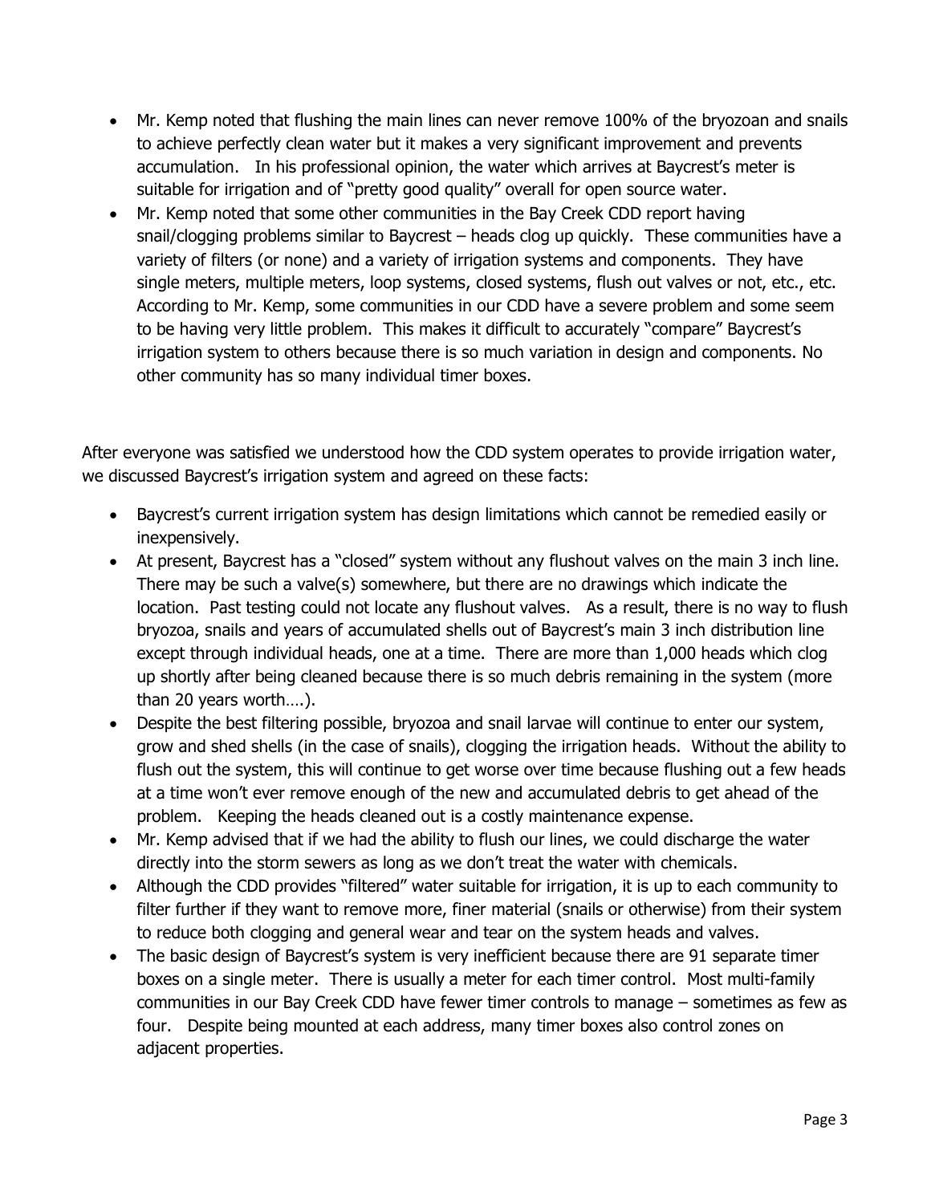- Mr. Kemp noted that flushing the main lines can never remove 100% of the bryozoan and snails to achieve perfectly clean water but it makes a very significant improvement and prevents accumulation. In his professional opinion, the water which arrives at Baycrest's meter is suitable for irrigation and of "pretty good quality" overall for open source water.
- Mr. Kemp noted that some other communities in the Bay Creek CDD report having snail/clogging problems similar to Baycrest – heads clog up quickly. These communities have a variety of filters (or none) and a variety of irrigation systems and components. They have single meters, multiple meters, loop systems, closed systems, flush out valves or not, etc., etc. According to Mr. Kemp, some communities in our CDD have a severe problem and some seem to be having very little problem. This makes it difficult to accurately "compare" Baycrest's irrigation system to others because there is so much variation in design and components. No other community has so many individual timer boxes.

After everyone was satisfied we understood how the CDD system operates to provide irrigation water, we discussed Baycrest's irrigation system and agreed on these facts:

- Baycrest's current irrigation system has design limitations which cannot be remedied easily or inexpensively.
- At present, Baycrest has a "closed" system without any flushout valves on the main 3 inch line. There may be such a valve(s) somewhere, but there are no drawings which indicate the location. Past testing could not locate any flushout valves. As a result, there is no way to flush bryozoa, snails and years of accumulated shells out of Baycrest's main 3 inch distribution line except through individual heads, one at a time. There are more than 1,000 heads which clog up shortly after being cleaned because there is so much debris remaining in the system (more than 20 years worth….).
- Despite the best filtering possible, bryozoa and snail larvae will continue to enter our system, grow and shed shells (in the case of snails), clogging the irrigation heads. Without the ability to flush out the system, this will continue to get worse over time because flushing out a few heads at a time won't ever remove enough of the new and accumulated debris to get ahead of the problem. Keeping the heads cleaned out is a costly maintenance expense.
- Mr. Kemp advised that if we had the ability to flush our lines, we could discharge the water directly into the storm sewers as long as we don't treat the water with chemicals.
- Although the CDD provides "filtered" water suitable for irrigation, it is up to each community to filter further if they want to remove more, finer material (snails or otherwise) from their system to reduce both clogging and general wear and tear on the system heads and valves.
- The basic design of Baycrest's system is very inefficient because there are 91 separate timer boxes on a single meter. There is usually a meter for each timer control. Most multi-family communities in our Bay Creek CDD have fewer timer controls to manage – sometimes as few as four. Despite being mounted at each address, many timer boxes also control zones on adjacent properties.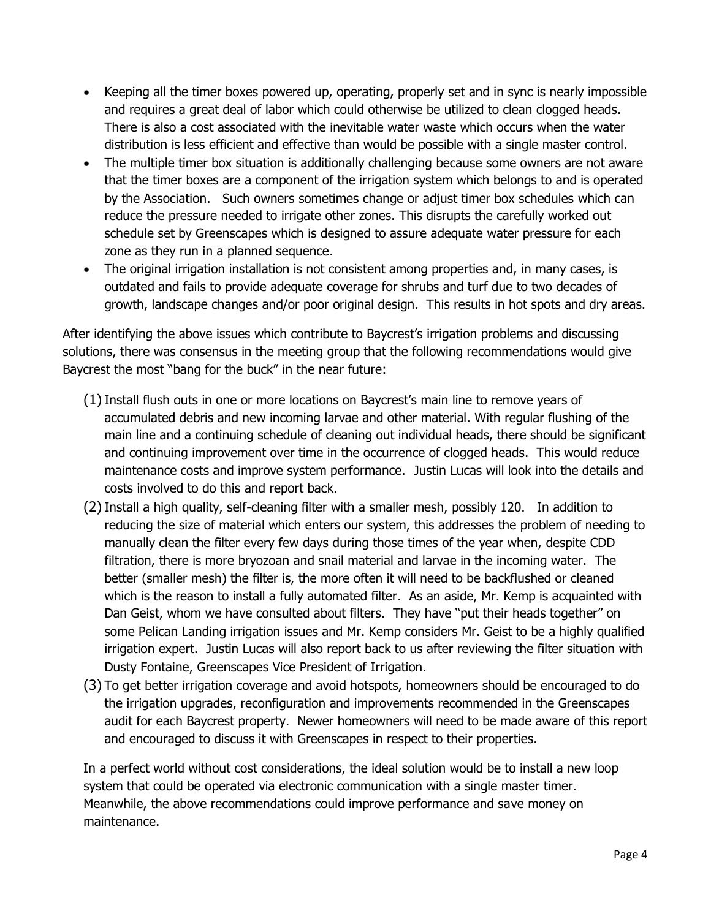- Keeping all the timer boxes powered up, operating, properly set and in sync is nearly impossible and requires a great deal of labor which could otherwise be utilized to clean clogged heads. There is also a cost associated with the inevitable water waste which occurs when the water distribution is less efficient and effective than would be possible with a single master control.
- The multiple timer box situation is additionally challenging because some owners are not aware that the timer boxes are a component of the irrigation system which belongs to and is operated by the Association. Such owners sometimes change or adjust timer box schedules which can reduce the pressure needed to irrigate other zones. This disrupts the carefully worked out schedule set by Greenscapes which is designed to assure adequate water pressure for each zone as they run in a planned sequence.
- The original irrigation installation is not consistent among properties and, in many cases, is outdated and fails to provide adequate coverage for shrubs and turf due to two decades of growth, landscape changes and/or poor original design. This results in hot spots and dry areas.

After identifying the above issues which contribute to Baycrest's irrigation problems and discussing solutions, there was consensus in the meeting group that the following recommendations would give Baycrest the most "bang for the buck" in the near future:

(1) Install flush outs in one or more locations on Baycrest's main line to remove years of accumulated debris and new incoming larvae and other material. With regular flushing of the main line and a continuing schedule of cleaning out individual heads, there should be significant and continuing improvement over time in the occurrence of clogged heads. This would reduce maintenance costs and improve system performance. Justin Lucas will look into the details and costs involved to do this and report back.

(2) Install a high quality, self-cleaning filter with a smaller mesh, possibly 120. In addition to reducing the size of material which enters our system, this addresses the problem of needing to manually clean the filter every few days during those times of the year when, despite CDD filtration, there is more bryozoan and snail material and larvae in the incoming water. The better (smaller mesh) the filter is, the more often it will need to be backflushed or cleaned which is the reason to install a fully automated filter. As an aside, Mr. Kemp is acquainted with Dan Geist, whom we have consulted about filters. They have "put their heads together" on some Pelican Landing irrigation issues and Mr. Kemp considers Mr. Geist to be a highly qualified irrigation expert. Justin Lucas will also report back to us after reviewing the filter situation with Dusty Fontaine, Greenscapes Vice President of Irrigation.

(3) To get better irrigation coverage and avoid hotspots, homeowners should be encouraged to do the irrigation upgrades, reconfiguration and improvements recommended in the Greenscapes audit for each Baycrest property. Newer homeowners will need to be made aware of this report and encouraged to discuss it with Greenscapes in respect to their properties.

In a perfect world without cost considerations, the ideal solution would be to install a new loop system that could be operated via electronic communication with a single master timer. Meanwhile, the above recommendations could improve performance and save money on maintenance.